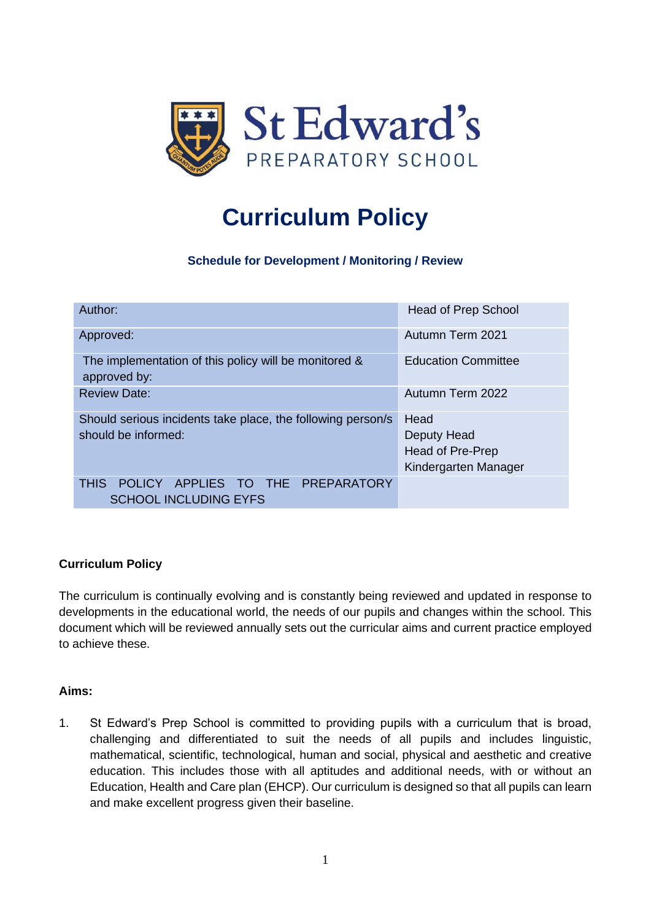St Edward's PREPARATORY SCHOOL

# Curriculum Policy

### Schedule for Development / Monitoring / Review

| | |
|---|---|
| Author: | Head of Prep School |
| Approved: | Autumn Term 2021 |
| The implementation of this policy will be monitored & approved by: | Education Committee |
| Review Date: | Autumn Term 2022 |
| Should serious incidents take place, the following person/s should be informed: | Head<br>Deputy Head<br>Head of Pre-Prep<br>Kindergarten Manager |
| THIS POLICY APPLIES TO THE PREPARATORY SCHOOL INCLUDING EYFS | |

**Curriculum Policy**

The curriculum is continually evolving and is constantly being reviewed and updated in response to developments in the educational world, the needs of our pupils and changes within the school. This document which will be reviewed annually sets out the curricular aims and current practice employed to achieve these.

**Aims:**

1. St Edward's Prep School is committed to providing pupils with a curriculum that is broad, challenging and differentiated to suit the needs of all pupils and includes linguistic, mathematical, scientific, technological, human and social, physical and aesthetic and creative education. This includes those with all aptitudes and additional needs, with or without an Education, Health and Care plan (EHCP). Our curriculum is designed so that all pupils can learn and make excellent progress given their baseline.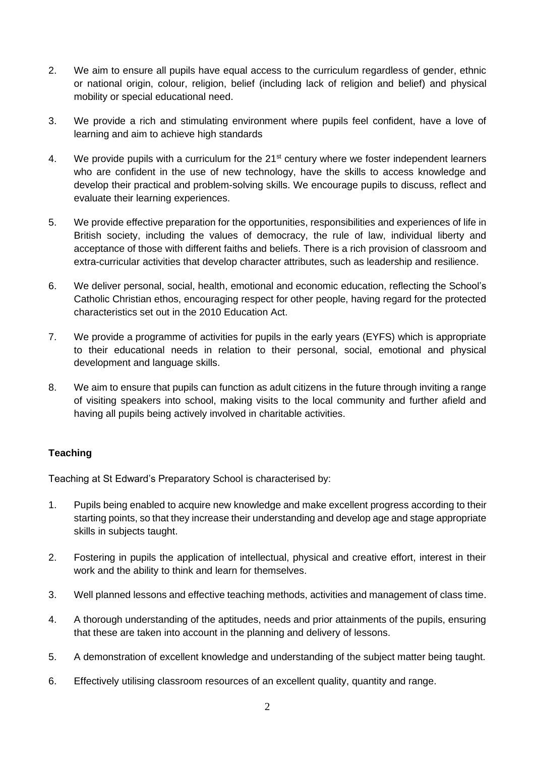2. We aim to ensure all pupils have equal access to the curriculum regardless of gender, ethnic or national origin, colour, religion, belief (including lack of religion and belief) and physical mobility or special educational need.

3. We provide a rich and stimulating environment where pupils feel confident, have a love of learning and aim to achieve high standards

4. We provide pupils with a curriculum for the 21st century where we foster independent learners who are confident in the use of new technology, have the skills to access knowledge and develop their practical and problem-solving skills. We encourage pupils to discuss, reflect and evaluate their learning experiences.

5. We provide effective preparation for the opportunities, responsibilities and experiences of life in British society, including the values of democracy, the rule of law, individual liberty and acceptance of those with different faiths and beliefs. There is a rich provision of classroom and extra-curricular activities that develop character attributes, such as leadership and resilience.

6. We deliver personal, social, health, emotional and economic education, reflecting the School's Catholic Christian ethos, encouraging respect for other people, having regard for the protected characteristics set out in the 2010 Education Act.

7. We provide a programme of activities for pupils in the early years (EYFS) which is appropriate to their educational needs in relation to their personal, social, emotional and physical development and language skills.

8. We aim to ensure that pupils can function as adult citizens in the future through inviting a range of visiting speakers into school, making visits to the local community and further afield and having all pupils being actively involved in charitable activities.

**Teaching**

Teaching at St Edward's Preparatory School is characterised by:

1. Pupils being enabled to acquire new knowledge and make excellent progress according to their starting points, so that they increase their understanding and develop age and stage appropriate skills in subjects taught.

2. Fostering in pupils the application of intellectual, physical and creative effort, interest in their work and the ability to think and learn for themselves.

3. Well planned lessons and effective teaching methods, activities and management of class time.

4. A thorough understanding of the aptitudes, needs and prior attainments of the pupils, ensuring that these are taken into account in the planning and delivery of lessons.

5. A demonstration of excellent knowledge and understanding of the subject matter being taught.

6. Effectively utilising classroom resources of an excellent quality, quantity and range.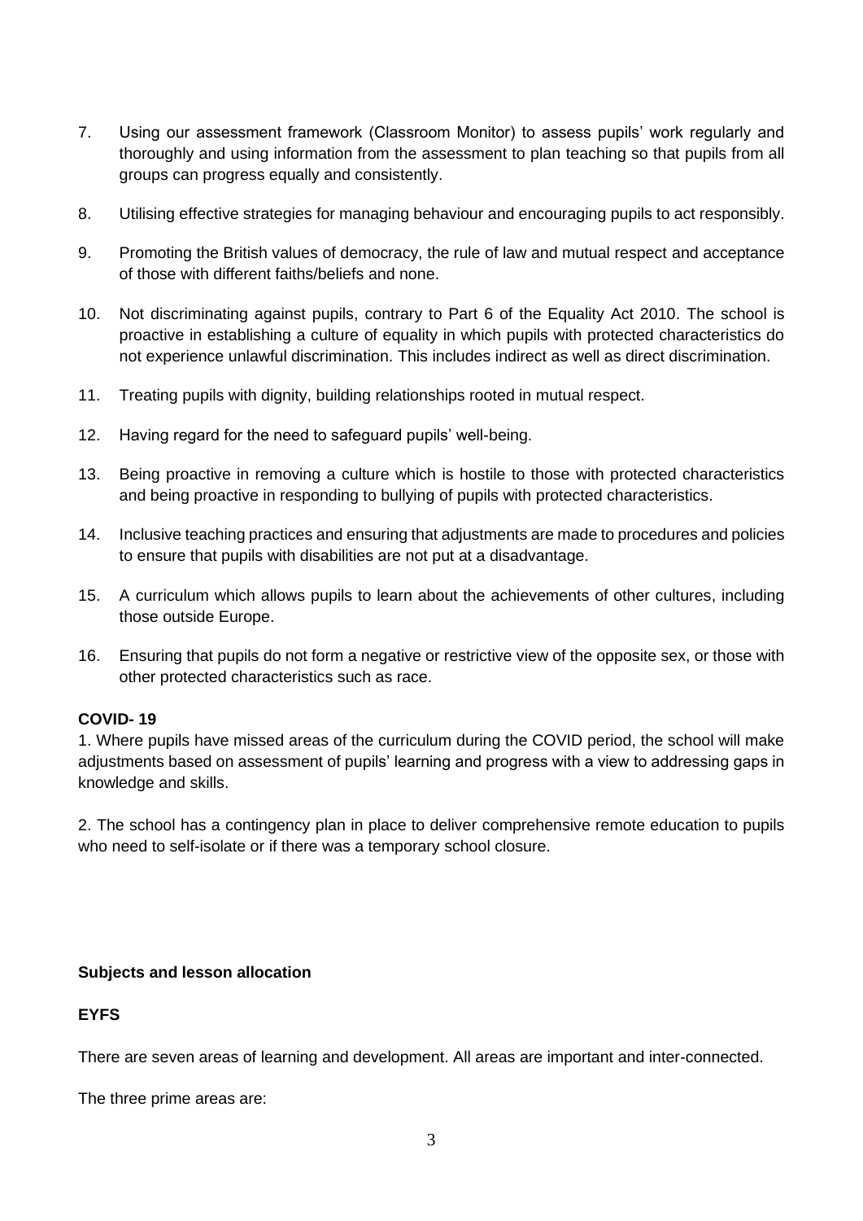7. Using our assessment framework (Classroom Monitor) to assess pupils' work regularly and thoroughly and using information from the assessment to plan teaching so that pupils from all groups can progress equally and consistently.

8. Utilising effective strategies for managing behaviour and encouraging pupils to act responsibly.

9. Promoting the British values of democracy, the rule of law and mutual respect and acceptance of those with different faiths/beliefs and none.

10. Not discriminating against pupils, contrary to Part 6 of the Equality Act 2010. The school is proactive in establishing a culture of equality in which pupils with protected characteristics do not experience unlawful discrimination. This includes indirect as well as direct discrimination.

11. Treating pupils with dignity, building relationships rooted in mutual respect.

12. Having regard for the need to safeguard pupils' well-being.

13. Being proactive in removing a culture which is hostile to those with protected characteristics and being proactive in responding to bullying of pupils with protected characteristics.

14. Inclusive teaching practices and ensuring that adjustments are made to procedures and policies to ensure that pupils with disabilities are not put at a disadvantage.

15. A curriculum which allows pupils to learn about the achievements of other cultures, including those outside Europe.

16. Ensuring that pupils do not form a negative or restrictive view of the opposite sex, or those with other protected characteristics such as race.

**COVID- 19**

1. Where pupils have missed areas of the curriculum during the COVID period, the school will make adjustments based on assessment of pupils' learning and progress with a view to addressing gaps in knowledge and skills.

2. The school has a contingency plan in place to deliver comprehensive remote education to pupils who need to self-isolate or if there was a temporary school closure.

**Subjects and lesson allocation**

**EYFS**

There are seven areas of learning and development. All areas are important and inter-connected.

The three prime areas are: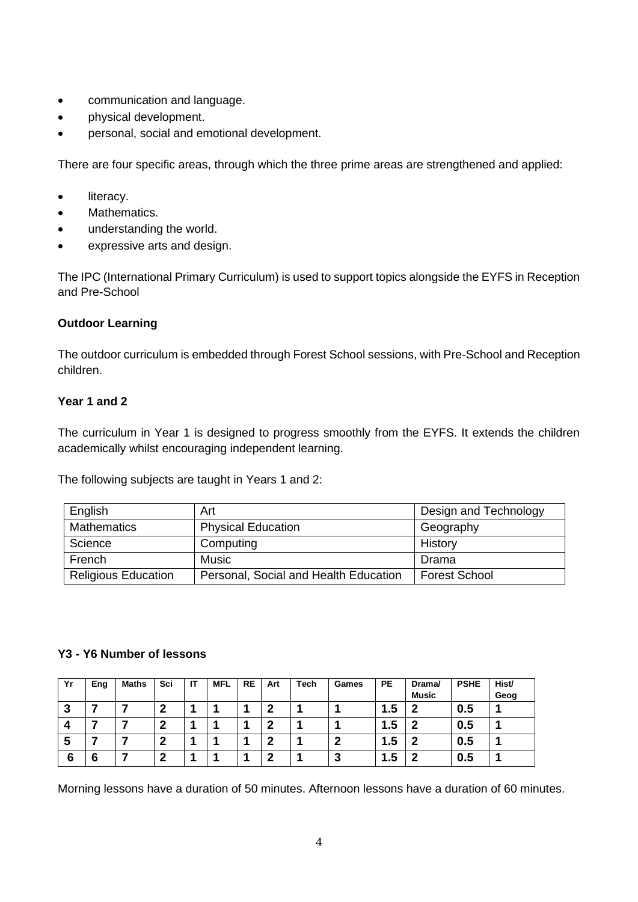- communication and language.
- physical development.
- personal, social and emotional development.

There are four specific areas, through which the three prime areas are strengthened and applied:

- literacy.
- Mathematics.
- understanding the world.
- expressive arts and design.

The IPC (International Primary Curriculum) is used to support topics alongside the EYFS in Reception and Pre-School

**Outdoor Learning**

The outdoor curriculum is embedded through Forest School sessions, with Pre-School and Reception children.

**Year 1 and 2**

The curriculum in Year 1 is designed to progress smoothly from the EYFS. It extends the children academically whilst encouraging independent learning.

The following subjects are taught in Years 1 and 2:

| English | Art | Design and Technology |
|---|---|---|
| Mathematics | Physical Education | Geography |
| Science | Computing | History |
| French | Music | Drama |
| Religious Education | Personal, Social and Health Education | Forest School |

**Y3 - Y6 Number of lessons**

| Yr | Eng | Maths | Sci | IT | MFL | RE | Art | Tech | Games | PE | Drama/ Music | PSHE | Hist/ Geog |
|---|---|---|---|---|---|---|---|---|---|---|---|---|---|
| 3 | 7 | 7 | 2 | 1 | 1 | 1 | 2 | 1 | 1 | 1.5 | 2 | 0.5 | 1 |
| 4 | 7 | 7 | 2 | 1 | 1 | 1 | 2 | 1 | 1 | 1.5 | 2 | 0.5 | 1 |
| 5 | 7 | 7 | 2 | 1 | 1 | 1 | 2 | 1 | 2 | 1.5 | 2 | 0.5 | 1 |
| 6 | 6 | 7 | 2 | 1 | 1 | 1 | 2 | 1 | 3 | 1.5 | 2 | 0.5 | 1 |

Morning lessons have a duration of 50 minutes. Afternoon lessons have a duration of 60 minutes.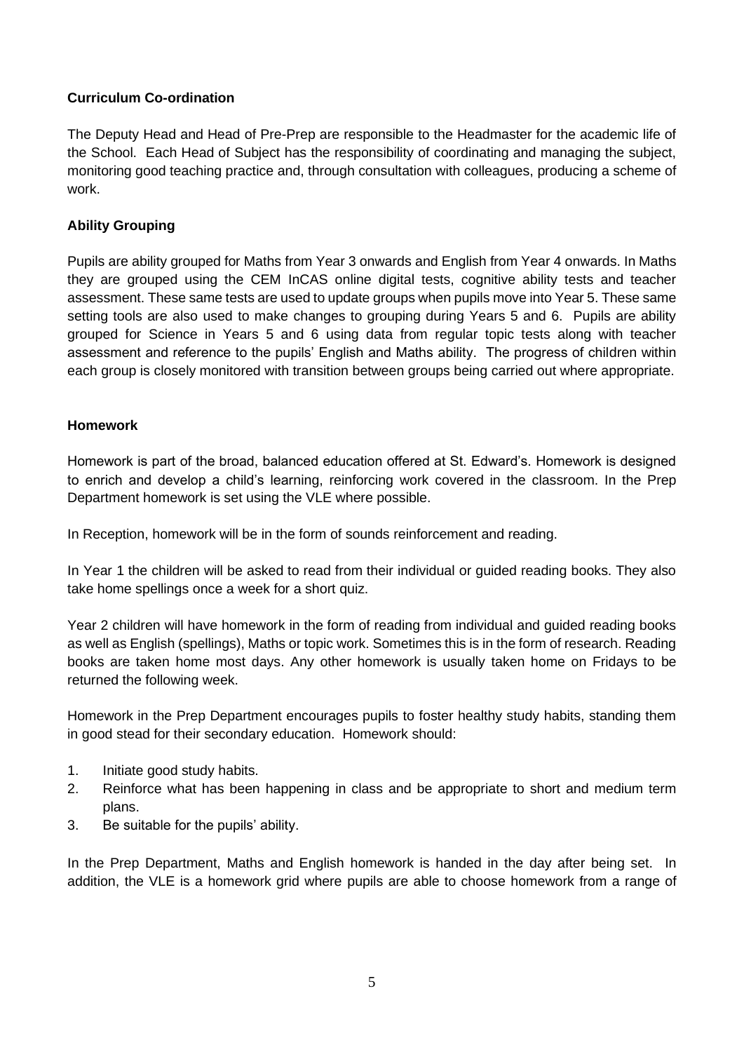**Curriculum Co-ordination**

The Deputy Head and Head of Pre-Prep are responsible to the Headmaster for the academic life of the School. Each Head of Subject has the responsibility of coordinating and managing the subject, monitoring good teaching practice and, through consultation with colleagues, producing a scheme of work.

**Ability Grouping**

Pupils are ability grouped for Maths from Year 3 onwards and English from Year 4 onwards. In Maths they are grouped using the CEM InCAS online digital tests, cognitive ability tests and teacher assessment. These same tests are used to update groups when pupils move into Year 5. These same setting tools are also used to make changes to grouping during Years 5 and 6. Pupils are ability grouped for Science in Years 5 and 6 using data from regular topic tests along with teacher assessment and reference to the pupils' English and Maths ability. The progress of children within each group is closely monitored with transition between groups being carried out where appropriate.

**Homework**

Homework is part of the broad, balanced education offered at St. Edward's. Homework is designed to enrich and develop a child's learning, reinforcing work covered in the classroom. In the Prep Department homework is set using the VLE where possible.

In Reception, homework will be in the form of sounds reinforcement and reading.

In Year 1 the children will be asked to read from their individual or guided reading books. They also take home spellings once a week for a short quiz.

Year 2 children will have homework in the form of reading from individual and guided reading books as well as English (spellings), Maths or topic work. Sometimes this is in the form of research. Reading books are taken home most days. Any other homework is usually taken home on Fridays to be returned the following week.

Homework in the Prep Department encourages pupils to foster healthy study habits, standing them in good stead for their secondary education. Homework should:

1. Initiate good study habits.
2. Reinforce what has been happening in class and be appropriate to short and medium term plans.
3. Be suitable for the pupils' ability.

In the Prep Department, Maths and English homework is handed in the day after being set. In addition, the VLE is a homework grid where pupils are able to choose homework from a range of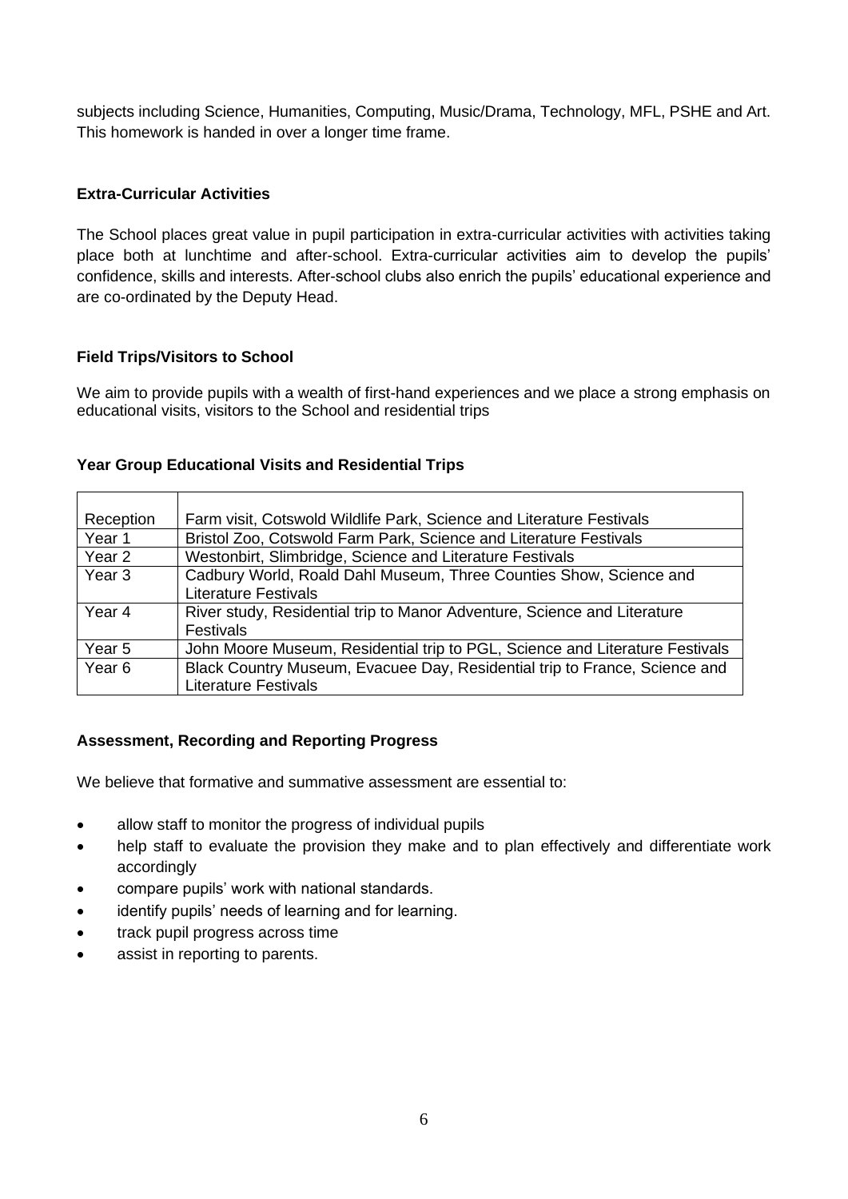subjects including Science, Humanities, Computing, Music/Drama, Technology, MFL, PSHE and Art. This homework is handed in over a longer time frame.

**Extra-Curricular Activities**

The School places great value in pupil participation in extra-curricular activities with activities taking place both at lunchtime and after-school. Extra-curricular activities aim to develop the pupils' confidence, skills and interests. After-school clubs also enrich the pupils' educational experience and are co-ordinated by the Deputy Head.

**Field Trips/Visitors to School**

We aim to provide pupils with a wealth of first-hand experiences and we place a strong emphasis on educational visits, visitors to the School and residential trips

**Year Group Educational Visits and Residential Trips**

| | |
|---|---|
| Reception | Farm visit, Cotswold Wildlife Park, Science and Literature Festivals |
| Year 1 | Bristol Zoo, Cotswold Farm Park, Science and Literature Festivals |
| Year 2 | Westonbirt, Slimbridge, Science and Literature Festivals |
| Year 3 | Cadbury World, Roald Dahl Museum, Three Counties Show, Science and Literature Festivals |
| Year 4 | River study, Residential trip to Manor Adventure, Science and Literature Festivals |
| Year 5 | John Moore Museum, Residential trip to PGL, Science and Literature Festivals |
| Year 6 | Black Country Museum, Evacuee Day, Residential trip to France, Science and Literature Festivals |

**Assessment, Recording and Reporting Progress**

We believe that formative and summative assessment are essential to:

- allow staff to monitor the progress of individual pupils
- help staff to evaluate the provision they make and to plan effectively and differentiate work accordingly
- compare pupils' work with national standards.
- identify pupils' needs of learning and for learning.
- track pupil progress across time
- assist in reporting to parents.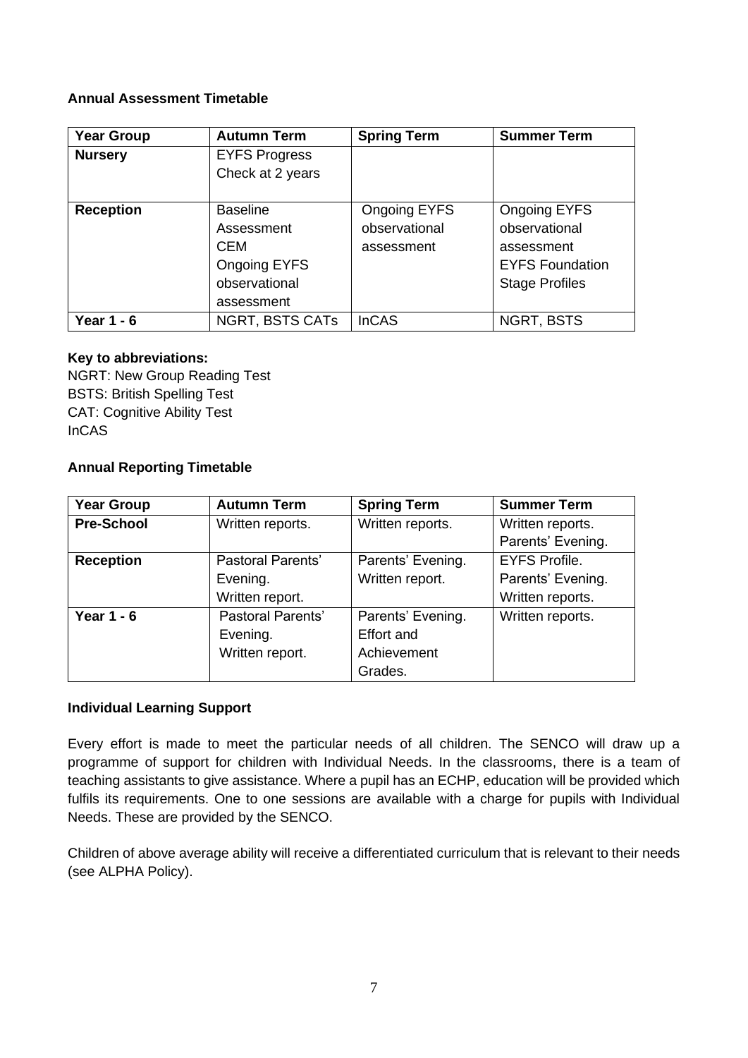**Annual Assessment Timetable**

| Year Group | Autumn Term | Spring Term | Summer Term |
|---|---|---|---|
| **Nursery** | EYFS Progress Check at 2 years | | |
| **Reception** | Baseline Assessment CEM Ongoing EYFS observational assessment | Ongoing EYFS observational assessment | Ongoing EYFS observational assessment EYFS Foundation Stage Profiles |
| **Year 1 - 6** | NGRT, BSTS CATs | InCAS | NGRT, BSTS |

**Key to abbreviations:**
NGRT: New Group Reading Test
BSTS: British Spelling Test
CAT: Cognitive Ability Test
InCAS

**Annual Reporting Timetable**

| Year Group | Autumn Term | Spring Term | Summer Term |
|---|---|---|---|
| **Pre-School** | Written reports. | Written reports. | Written reports. Parents' Evening. |
| **Reception** | Pastoral Parents' Evening. Written report. | Parents' Evening. Written report. | EYFS Profile. Parents' Evening. Written reports. |
| **Year 1 - 6** | Pastoral Parents' Evening. Written report. | Parents' Evening. Effort and Achievement Grades. | Written reports. |

**Individual Learning Support**

Every effort is made to meet the particular needs of all children. The SENCO will draw up a programme of support for children with Individual Needs. In the classrooms, there is a team of teaching assistants to give assistance. Where a pupil has an ECHP, education will be provided which fulfils its requirements. One to one sessions are available with a charge for pupils with Individual Needs. These are provided by the SENCO.

Children of above average ability will receive a differentiated curriculum that is relevant to their needs (see ALPHA Policy).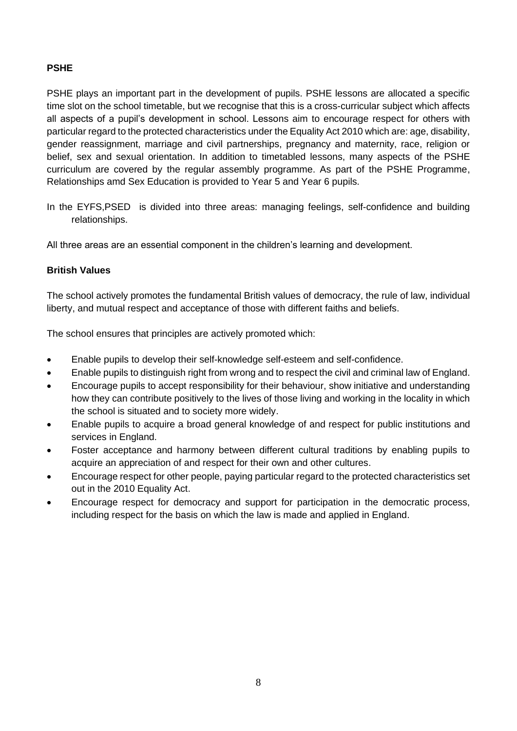**PSHE**

PSHE plays an important part in the development of pupils. PSHE lessons are allocated a specific time slot on the school timetable, but we recognise that this is a cross-curricular subject which affects all aspects of a pupil's development in school. Lessons aim to encourage respect for others with particular regard to the protected characteristics under the Equality Act 2010 which are: age, disability, gender reassignment, marriage and civil partnerships, pregnancy and maternity, race, religion or belief, sex and sexual orientation. In addition to timetabled lessons, many aspects of the PSHE curriculum are covered by the regular assembly programme. As part of the PSHE Programme, Relationships amd Sex Education is provided to Year 5 and Year 6 pupils.

In the EYFS,PSED is divided into three areas: managing feelings, self-confidence and building relationships.

All three areas are an essential component in the children's learning and development.

**British Values**

The school actively promotes the fundamental British values of democracy, the rule of law, individual liberty, and mutual respect and acceptance of those with different faiths and beliefs.

The school ensures that principles are actively promoted which:

- Enable pupils to develop their self-knowledge self-esteem and self-confidence.
- Enable pupils to distinguish right from wrong and to respect the civil and criminal law of England.
- Encourage pupils to accept responsibility for their behaviour, show initiative and understanding how they can contribute positively to the lives of those living and working in the locality in which the school is situated and to society more widely.
- Enable pupils to acquire a broad general knowledge of and respect for public institutions and services in England.
- Foster acceptance and harmony between different cultural traditions by enabling pupils to acquire an appreciation of and respect for their own and other cultures.
- Encourage respect for other people, paying particular regard to the protected characteristics set out in the 2010 Equality Act.
- Encourage respect for democracy and support for participation in the democratic process, including respect for the basis on which the law is made and applied in England.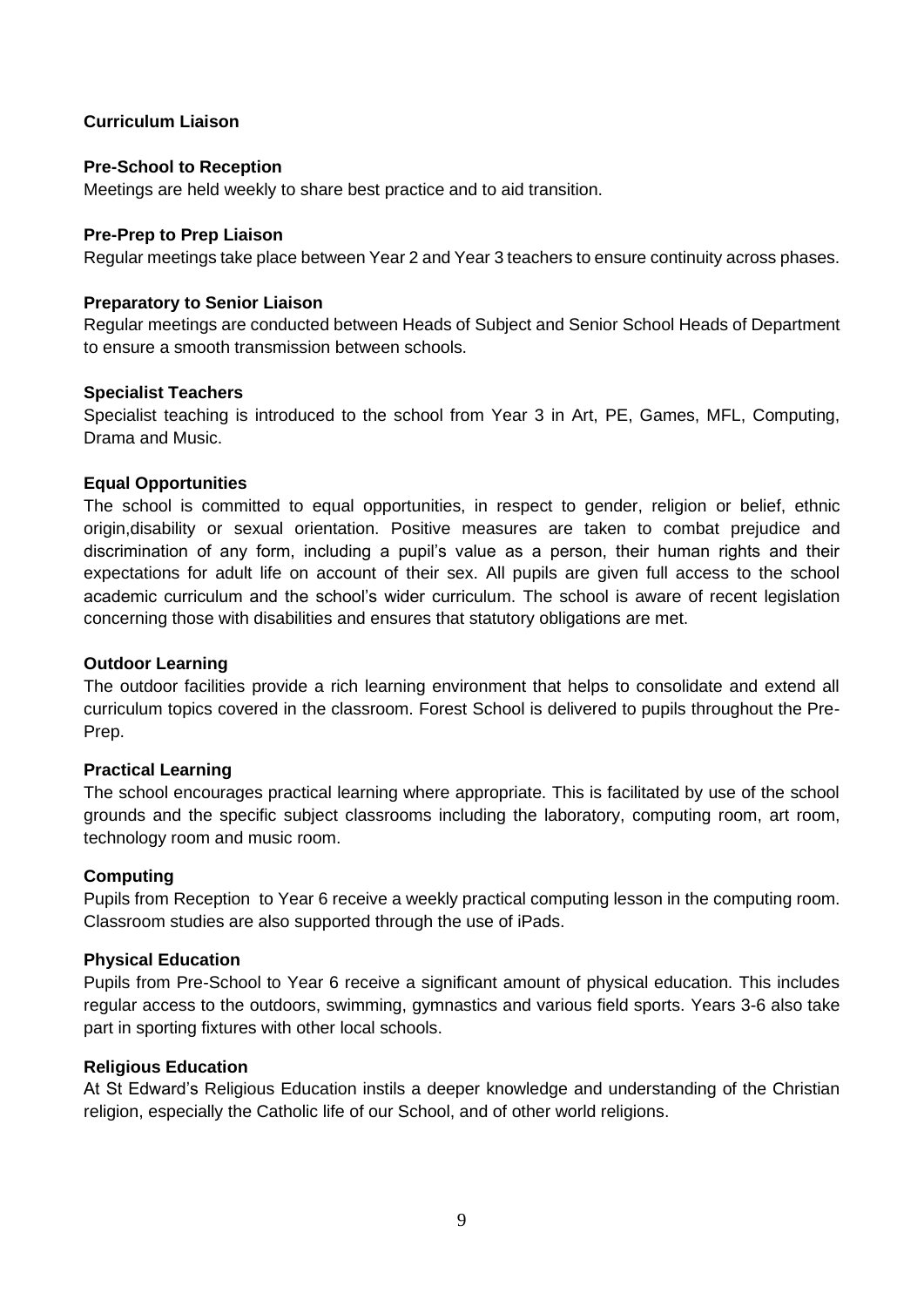**Curriculum Liaison**

**Pre-School to Reception**

Meetings are held weekly to share best practice and to aid transition.

**Pre-Prep to Prep Liaison**

Regular meetings take place between Year 2 and Year 3 teachers to ensure continuity across phases.

**Preparatory to Senior Liaison**

Regular meetings are conducted between Heads of Subject and Senior School Heads of Department to ensure a smooth transmission between schools.

**Specialist Teachers**

Specialist teaching is introduced to the school from Year 3 in Art, PE, Games, MFL, Computing, Drama and Music.

**Equal Opportunities**

The school is committed to equal opportunities, in respect to gender, religion or belief, ethnic origin,disability or sexual orientation. Positive measures are taken to combat prejudice and discrimination of any form, including a pupil's value as a person, their human rights and their expectations for adult life on account of their sex. All pupils are given full access to the school academic curriculum and the school's wider curriculum. The school is aware of recent legislation concerning those with disabilities and ensures that statutory obligations are met.

**Outdoor Learning**

The outdoor facilities provide a rich learning environment that helps to consolidate and extend all curriculum topics covered in the classroom. Forest School is delivered to pupils throughout the Pre-Prep.

**Practical Learning**

The school encourages practical learning where appropriate. This is facilitated by use of the school grounds and the specific subject classrooms including the laboratory, computing room, art room, technology room and music room.

**Computing**

Pupils from Reception to Year 6 receive a weekly practical computing lesson in the computing room. Classroom studies are also supported through the use of iPads.

**Physical Education**

Pupils from Pre-School to Year 6 receive a significant amount of physical education. This includes regular access to the outdoors, swimming, gymnastics and various field sports. Years 3-6 also take part in sporting fixtures with other local schools.

**Religious Education**

At St Edward's Religious Education instils a deeper knowledge and understanding of the Christian religion, especially the Catholic life of our School, and of other world religions.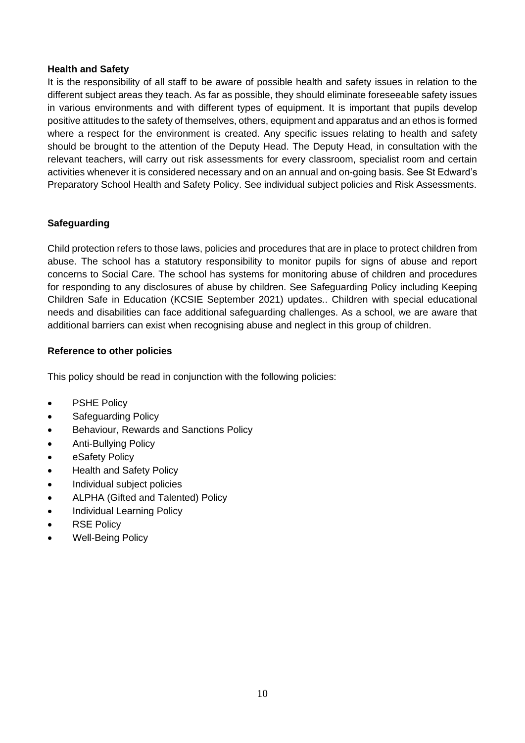**Health and Safety**

It is the responsibility of all staff to be aware of possible health and safety issues in relation to the different subject areas they teach. As far as possible, they should eliminate foreseeable safety issues in various environments and with different types of equipment. It is important that pupils develop positive attitudes to the safety of themselves, others, equipment and apparatus and an ethos is formed where a respect for the environment is created. Any specific issues relating to health and safety should be brought to the attention of the Deputy Head. The Deputy Head, in consultation with the relevant teachers, will carry out risk assessments for every classroom, specialist room and certain activities whenever it is considered necessary and on an annual and on-going basis. See St Edward's Preparatory School Health and Safety Policy. See individual subject policies and Risk Assessments.

**Safeguarding**

Child protection refers to those laws, policies and procedures that are in place to protect children from abuse. The school has a statutory responsibility to monitor pupils for signs of abuse and report concerns to Social Care. The school has systems for monitoring abuse of children and procedures for responding to any disclosures of abuse by children. See Safeguarding Policy including Keeping Children Safe in Education (KCSIE September 2021) updates.. Children with special educational needs and disabilities can face additional safeguarding challenges. As a school, we are aware that additional barriers can exist when recognising abuse and neglect in this group of children.

**Reference to other policies**

This policy should be read in conjunction with the following policies:

- PSHE Policy
- Safeguarding Policy
- Behaviour, Rewards and Sanctions Policy
- Anti-Bullying Policy
- eSafety Policy
- Health and Safety Policy
- Individual subject policies
- ALPHA (Gifted and Talented) Policy
- Individual Learning Policy
- RSE Policy
- Well-Being Policy